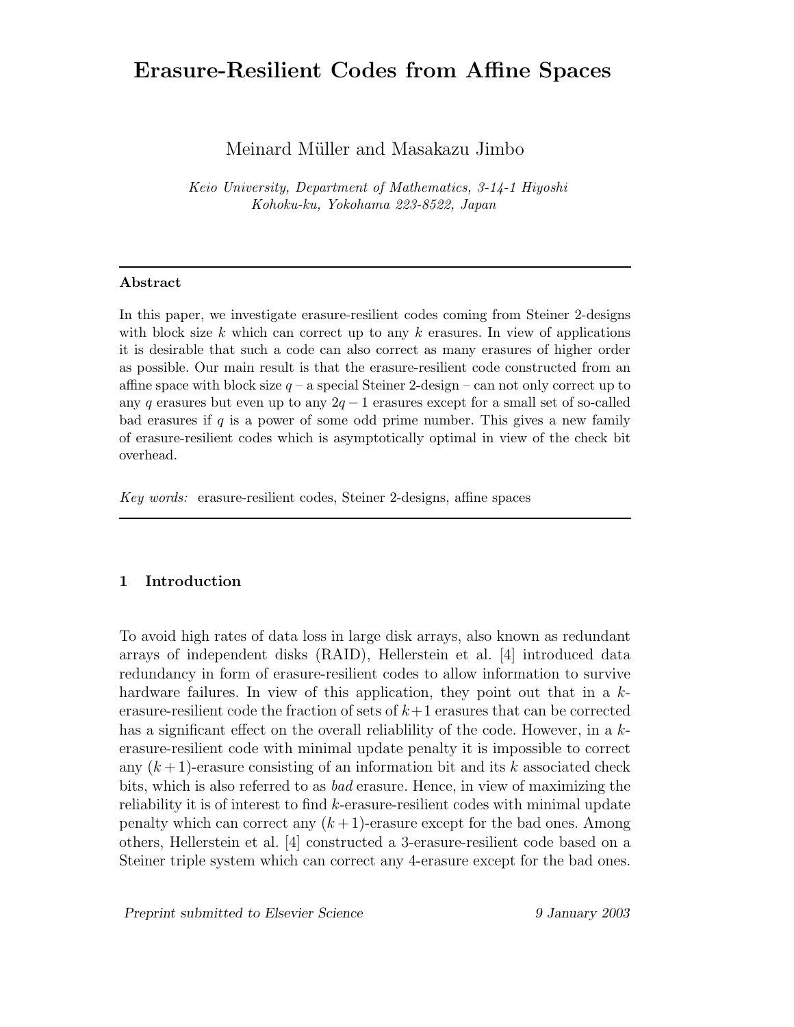# Erasure-Resilient Codes from Affine Spaces

Meinard Müller and Masakazu Jimbo

*Keio University, Department of Mathematics, 3-14-1 Hiyoshi*
*Kohoku-ku, Yokohama 223-8522, Japan*

---

**Abstract**

In this paper, we investigate erasure-resilient codes coming from Steiner 2-designs with block size $k$ which can correct up to any $k$ erasures. In view of applications it is desirable that such a code can also correct as many erasures of higher order as possible. Our main result is that the erasure-resilient code constructed from an affine space with block size $q$ – a special Steiner 2-design – can not only correct up to any $q$ erasures but even up to any $2q-1$ erasures except for a small set of so-called bad erasures if $q$ is a power of some odd prime number. This gives a new family of erasure-resilient codes which is asymptotically optimal in view of the check bit overhead.

*Key words:* erasure-resilient codes, Steiner 2-designs, affine spaces

---

## 1 Introduction

To avoid high rates of data loss in large disk arrays, also known as redundant arrays of independent disks (RAID), Hellerstein et al. [4] introduced data redundancy in form of erasure-resilient codes to allow information to survive hardware failures. In view of this application, they point out that in a $k$-erasure-resilient code the fraction of sets of $k+1$ erasures that can be corrected has a significant effect on the overall reliablility of the code. However, in a $k$-erasure-resilient code with minimal update penalty it is impossible to correct any $(k+1)$-erasure consisting of an information bit and its $k$ associated check bits, which is also referred to as *bad* erasure. Hence, in view of maximizing the reliability it is of interest to find $k$-erasure-resilient codes with minimal update penalty which can correct any $(k+1)$-erasure except for the bad ones. Among others, Hellerstein et al. [4] constructed a 3-erasure-resilient code based on a Steiner triple system which can correct any 4-erasure except for the bad ones.

*Preprint submitted to Elsevier Science* 9 January 2003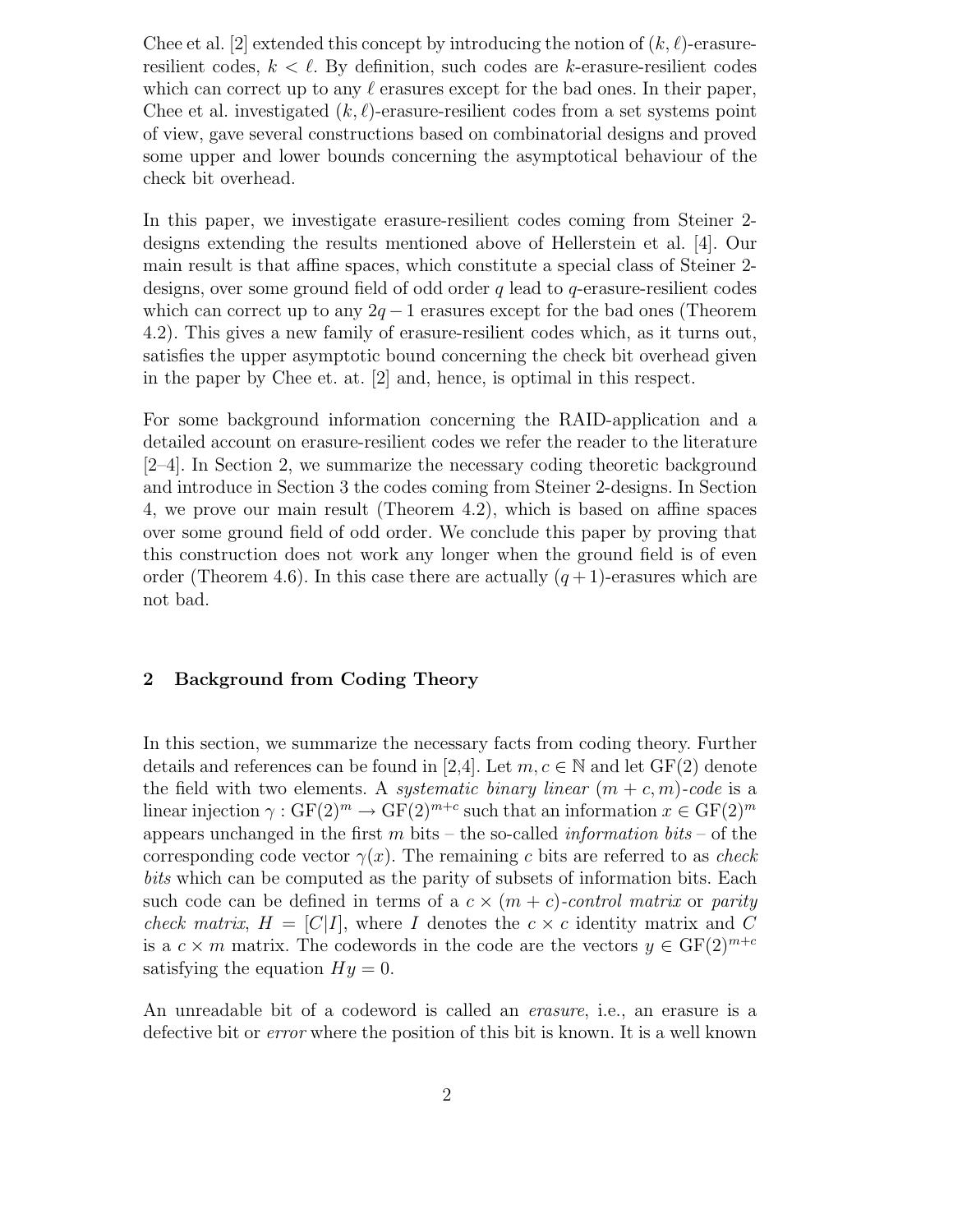Chee et al. [2] extended this concept by introducing the notion of $(k, \ell)$-erasure-resilient codes, $k < \ell$. By definition, such codes are $k$-erasure-resilient codes which can correct up to any $\ell$ erasures except for the bad ones. In their paper, Chee et al. investigated $(k, \ell)$-erasure-resilient codes from a set systems point of view, gave several constructions based on combinatorial designs and proved some upper and lower bounds concerning the asymptotical behaviour of the check bit overhead.

In this paper, we investigate erasure-resilient codes coming from Steiner 2-designs extending the results mentioned above of Hellerstein et al. [4]. Our main result is that affine spaces, which constitute a special class of Steiner 2-designs, over some ground field of odd order $q$ lead to $q$-erasure-resilient codes which can correct up to any $2q-1$ erasures except for the bad ones (Theorem 4.2). This gives a new family of erasure-resilient codes which, as it turns out, satisfies the upper asymptotic bound concerning the check bit overhead given in the paper by Chee et. at. [2] and, hence, is optimal in this respect.

For some background information concerning the RAID-application and a detailed account on erasure-resilient codes we refer the reader to the literature [2–4]. In Section 2, we summarize the necessary coding theoretic background and introduce in Section 3 the codes coming from Steiner 2-designs. In Section 4, we prove our main result (Theorem 4.2), which is based on affine spaces over some ground field of odd order. We conclude this paper by proving that this construction does not work any longer when the ground field is of even order (Theorem 4.6). In this case there are actually $(q+1)$-erasures which are not bad.

## 2 Background from Coding Theory

In this section, we summarize the necessary facts from coding theory. Further details and references can be found in [2,4]. Let $m, c \in \mathbb{N}$ and let $\mathrm{GF}(2)$ denote the field with two elements. A *systematic binary linear* $(m+c, m)$*-code* is a linear injection $\gamma : \mathrm{GF}(2)^m \to \mathrm{GF}(2)^{m+c}$ such that an information $x \in \mathrm{GF}(2)^m$ appears unchanged in the first $m$ bits – the so-called *information bits* – of the corresponding code vector $\gamma(x)$. The remaining $c$ bits are referred to as *check bits* which can be computed as the parity of subsets of information bits. Each such code can be defined in terms of a $c \times (m+c)$*-control matrix* or *parity check matrix*, $H = [C|I]$, where $I$ denotes the $c \times c$ identity matrix and $C$ is a $c \times m$ matrix. The codewords in the code are the vectors $y \in \mathrm{GF}(2)^{m+c}$ satisfying the equation $Hy = 0$.

An unreadable bit of a codeword is called an *erasure*, i.e., an erasure is a defective bit or *error* where the position of this bit is known. It is a well known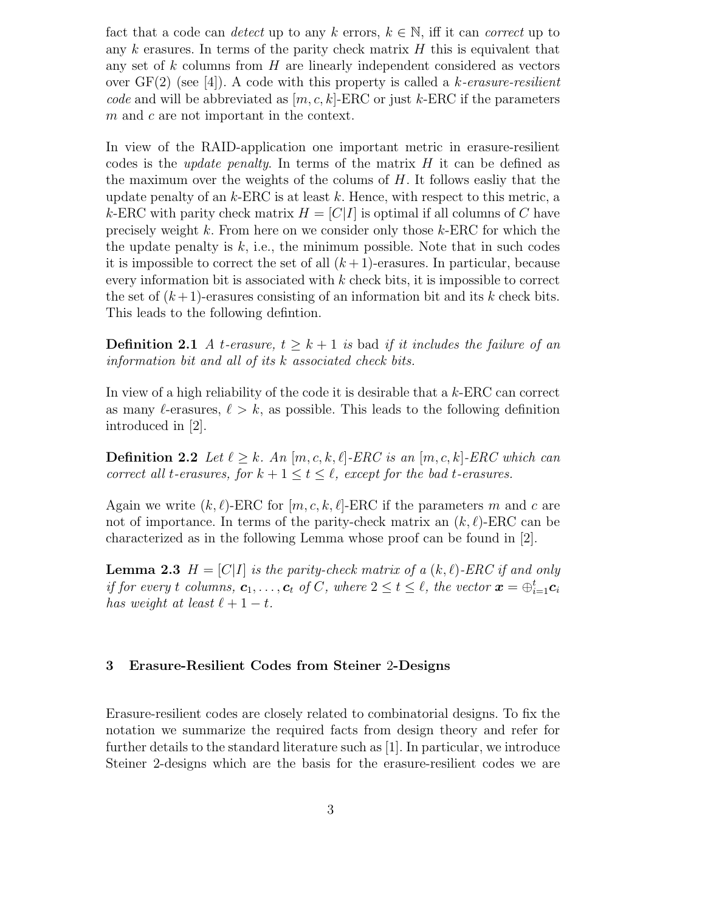fact that a code can *detect* up to any $k$ errors, $k \in \mathbb{N}$, iff it can *correct* up to any $k$ erasures. In terms of the parity check matrix $H$ this is equivalent that any set of $k$ columns from $H$ are linearly independent considered as vectors over GF(2) (see [4]). A code with this property is called a *$k$-erasure-resilient code* and will be abbreviated as $[m, c, k]$-ERC or just $k$-ERC if the parameters $m$ and $c$ are not important in the context.

In view of the RAID-application one important metric in erasure-resilient codes is the *update penalty*. In terms of the matrix $H$ it can be defined as the maximum over the weights of the colums of $H$. It follows easliy that the update penalty of an $k$-ERC is at least $k$. Hence, with respect to this metric, a $k$-ERC with parity check matrix $H = [C|I]$ is optimal if all columns of $C$ have precisely weight $k$. From here on we consider only those $k$-ERC for which the the update penalty is $k$, i.e., the minimum possible. Note that in such codes it is impossible to correct the set of all $(k+1)$-erasures. In particular, because every information bit is associated with $k$ check bits, it is impossible to correct the set of $(k+1)$-erasures consisting of an information bit and its $k$ check bits. This leads to the following defintion.

**Definition 2.1** *A $t$-erasure, $t \geq k+1$ is* bad *if it includes the failure of an information bit and all of its $k$ associated check bits.*

In view of a high reliability of the code it is desirable that a $k$-ERC can correct as many $\ell$-erasures, $\ell > k$, as possible. This leads to the following definition introduced in [2].

**Definition 2.2** *Let $\ell \geq k$. An $[m, c, k, \ell]$-ERC is an $[m, c, k]$-ERC which can correct all $t$-erasures, for $k+1 \leq t \leq \ell$, except for the bad $t$-erasures.*

Again we write $(k, \ell)$-ERC for $[m, c, k, \ell]$-ERC if the parameters $m$ and $c$ are not of importance. In terms of the parity-check matrix an $(k, \ell)$-ERC can be characterized as in the following Lemma whose proof can be found in [2].

**Lemma 2.3** *$H = [C|I]$ is the parity-check matrix of a $(k, \ell)$-ERC if and only if for every $t$ columns, $\boldsymbol{c}_1, \ldots, \boldsymbol{c}_t$ of $C$, where $2 \leq t \leq \ell$, the vector $\boldsymbol{x} = \oplus_{i=1}^{t} \boldsymbol{c}_i$ has weight at least $\ell + 1 - t$.*

## 3 Erasure-Resilient Codes from Steiner 2-Designs

Erasure-resilient codes are closely related to combinatorial designs. To fix the notation we summarize the required facts from design theory and refer for further details to the standard literature such as [1]. In particular, we introduce Steiner 2-designs which are the basis for the erasure-resilient codes we are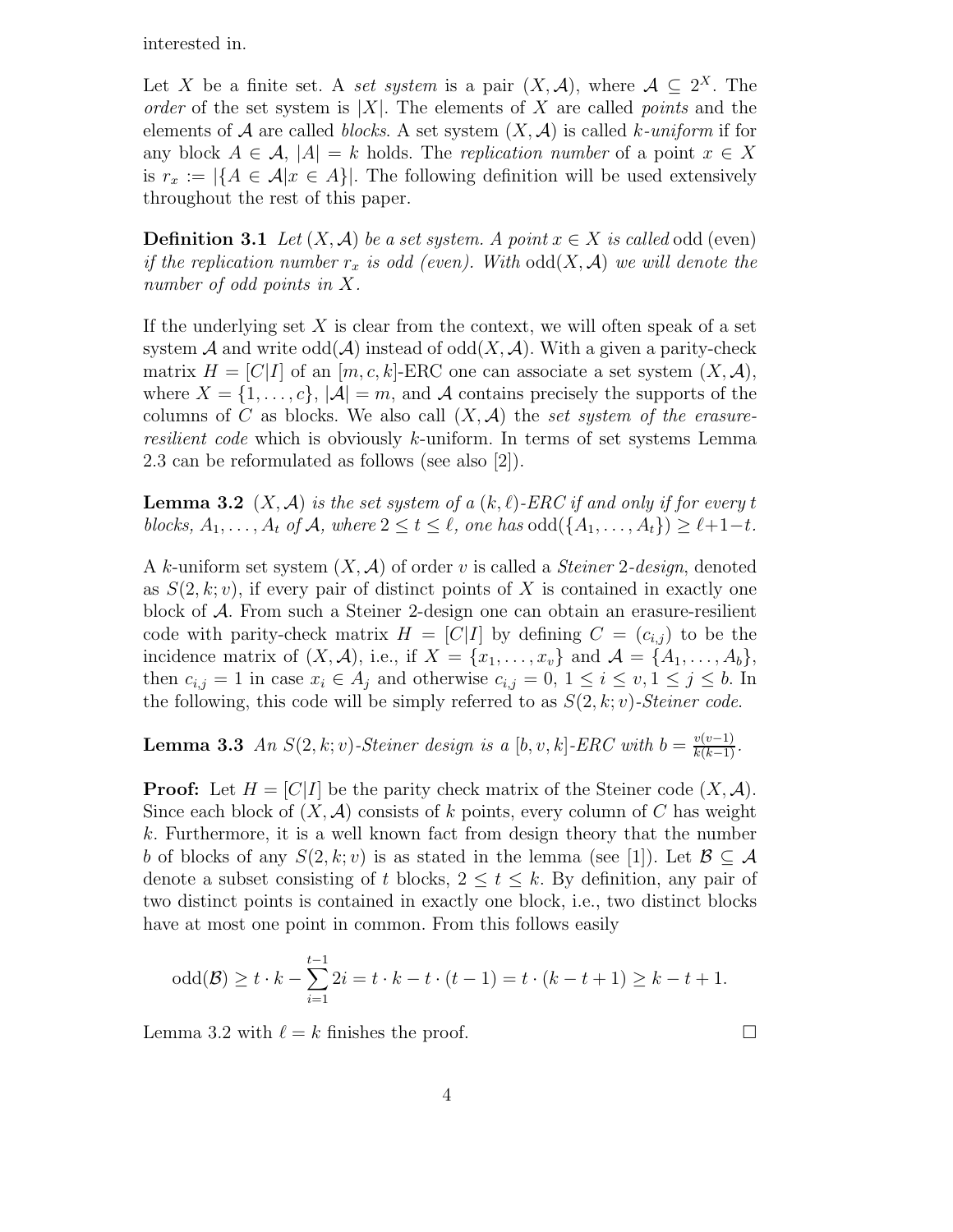interested in.

Let $X$ be a finite set. A *set system* is a pair $(X, \mathcal{A})$, where $\mathcal{A} \subseteq 2^X$. The *order* of the set system is $|X|$. The elements of $X$ are called *points* and the elements of $\mathcal{A}$ are called *blocks*. A set system $(X, \mathcal{A})$ is called *$k$-uniform* if for any block $A \in \mathcal{A}$, $|A| = k$ holds. The *replication number* of a point $x \in X$ is $r_x := |\{A \in \mathcal{A} | x \in A\}|$. The following definition will be used extensively throughout the rest of this paper.

**Definition 3.1** *Let $(X, \mathcal{A})$ be a set system. A point $x \in X$ is called* odd (even) *if the replication number $r_x$ is odd (even). With $\text{odd}(X, \mathcal{A})$ we will denote the number of odd points in $X$.*

If the underlying set $X$ is clear from the context, we will often speak of a set system $\mathcal{A}$ and write $\text{odd}(\mathcal{A})$ instead of $\text{odd}(X, \mathcal{A})$. With a given a parity-check matrix $H = [C|I]$ of an $[m, c, k]$-ERC one can associate a set system $(X, \mathcal{A})$, where $X = \{1, \ldots, c\}$, $|\mathcal{A}| = m$, and $\mathcal{A}$ contains precisely the supports of the columns of $C$ as blocks. We also call $(X, \mathcal{A})$ the *set system of the erasure-resilient code* which is obviously $k$-uniform. In terms of set systems Lemma 2.3 can be reformulated as follows (see also [2]).

**Lemma 3.2** *$(X, \mathcal{A})$ is the set system of a $(k, \ell)$-ERC if and only if for every $t$ blocks, $A_1, \ldots, A_t$ of $\mathcal{A}$, where $2 \leq t \leq \ell$, one has $\text{odd}(\{A_1, \ldots, A_t\}) \geq \ell + 1 - t$.*

A $k$-uniform set system $(X, \mathcal{A})$ of order $v$ is called a *Steiner 2-design*, denoted as $S(2, k; v)$, if every pair of distinct points of $X$ is contained in exactly one block of $\mathcal{A}$. From such a Steiner 2-design one can obtain an erasure-resilient code with parity-check matrix $H = [C|I]$ by defining $C = (c_{i,j})$ to be the incidence matrix of $(X, \mathcal{A})$, i.e., if $X = \{x_1, \ldots, x_v\}$ and $\mathcal{A} = \{A_1, \ldots, A_b\}$, then $c_{i,j} = 1$ in case $x_i \in A_j$ and otherwise $c_{i,j} = 0$, $1 \leq i \leq v, 1 \leq j \leq b$. In the following, this code will be simply referred to as *$S(2, k; v)$-Steiner code*.

**Lemma 3.3** *An $S(2, k; v)$-Steiner design is a $[b, v, k]$-ERC with $b = \frac{v(v-1)}{k(k-1)}$.*

**Proof:** Let $H = [C|I]$ be the parity check matrix of the Steiner code $(X, \mathcal{A})$. Since each block of $(X, \mathcal{A})$ consists of $k$ points, every column of $C$ has weight $k$. Furthermore, it is a well known fact from design theory that the number $b$ of blocks of any $S(2, k; v)$ is as stated in the lemma (see [1]). Let $\mathcal{B} \subseteq \mathcal{A}$ denote a subset consisting of $t$ blocks, $2 \leq t \leq k$. By definition, any pair of two distinct points is contained in exactly one block, i.e., two distinct blocks have at most one point in common. From this follows easily

$$\text{odd}(\mathcal{B}) \geq t \cdot k - \sum_{i=1}^{t-1} 2i = t \cdot k - t \cdot (t-1) = t \cdot (k - t + 1) \geq k - t + 1.$$

Lemma 3.2 with $\ell = k$ finishes the proof. $\square$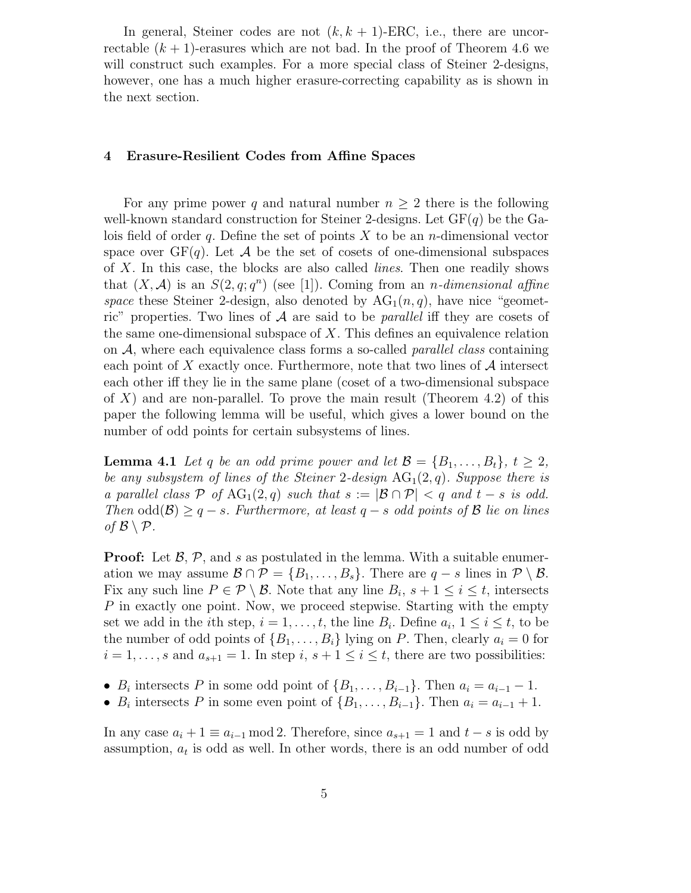In general, Steiner codes are not $(k, k+1)$-ERC, i.e., there are uncorrectable $(k+1)$-erasures which are not bad. In the proof of Theorem 4.6 we will construct such examples. For a more special class of Steiner 2-designs, however, one has a much higher erasure-correcting capability as is shown in the next section.

## 4 Erasure-Resilient Codes from Affine Spaces

For any prime power $q$ and natural number $n \geq 2$ there is the following well-known standard construction for Steiner 2-designs. Let $\mathrm{GF}(q)$ be the Galois field of order $q$. Define the set of points $X$ to be an $n$-dimensional vector space over $\mathrm{GF}(q)$. Let $\mathcal{A}$ be the set of cosets of one-dimensional subspaces of $X$. In this case, the blocks are also called *lines*. Then one readily shows that $(X, \mathcal{A})$ is an $S(2, q; q^n)$ (see [1]). Coming from an *n-dimensional affine space* these Steiner 2-design, also denoted by $\mathrm{AG}_1(n, q)$, have nice "geometric" properties. Two lines of $\mathcal{A}$ are said to be *parallel* iff they are cosets of the same one-dimensional subspace of $X$. This defines an equivalence relation on $\mathcal{A}$, where each equivalence class forms a so-called *parallel class* containing each point of $X$ exactly once. Furthermore, note that two lines of $\mathcal{A}$ intersect each other iff they lie in the same plane (coset of a two-dimensional subspace of $X$) and are non-parallel. To prove the main result (Theorem 4.2) of this paper the following lemma will be useful, which gives a lower bound on the number of odd points for certain subsystems of lines.

**Lemma 4.1** *Let $q$ be an odd prime power and let $\mathcal{B} = \{B_1, \ldots, B_t\}$, $t \geq 2$, be any subsystem of lines of the Steiner 2-design $\mathrm{AG}_1(2, q)$. Suppose there is a parallel class $\mathcal{P}$ of $\mathrm{AG}_1(2, q)$ such that $s := |\mathcal{B} \cap \mathcal{P}| < q$ and $t - s$ is odd. Then $\mathrm{odd}(\mathcal{B}) \geq q - s$. Furthermore, at least $q - s$ odd points of $\mathcal{B}$ lie on lines of $\mathcal{B} \setminus \mathcal{P}$.*

**Proof:** Let $\mathcal{B}$, $\mathcal{P}$, and $s$ as postulated in the lemma. With a suitable enumeration we may assume $\mathcal{B} \cap \mathcal{P} = \{B_1, \ldots, B_s\}$. There are $q - s$ lines in $\mathcal{P} \setminus \mathcal{B}$. Fix any such line $P \in \mathcal{P} \setminus \mathcal{B}$. Note that any line $B_i$, $s+1 \leq i \leq t$, intersects $P$ in exactly one point. Now, we proceed stepwise. Starting with the empty set we add in the $i$th step, $i = 1, \ldots, t$, the line $B_i$. Define $a_i$, $1 \leq i \leq t$, to be the number of odd points of $\{B_1, \ldots, B_i\}$ lying on $P$. Then, clearly $a_i = 0$ for $i = 1, \ldots, s$ and $a_{s+1} = 1$. In step $i$, $s+1 \leq i \leq t$, there are two possibilities:

- $B_i$ intersects $P$ in some odd point of $\{B_1, \ldots, B_{i-1}\}$. Then $a_i = a_{i-1} - 1$.
- $B_i$ intersects $P$ in some even point of $\{B_1, \ldots, B_{i-1}\}$. Then $a_i = a_{i-1} + 1$.

In any case $a_i + 1 \equiv a_{i-1} \bmod 2$. Therefore, since $a_{s+1} = 1$ and $t - s$ is odd by assumption, $a_t$ is odd as well. In other words, there is an odd number of odd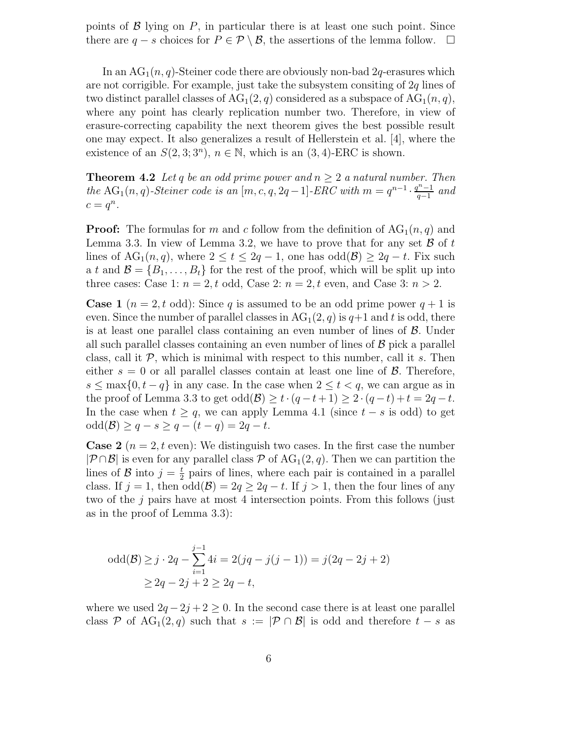points of $\mathcal{B}$ lying on $P$, in particular there is at least one such point. Since there are $q-s$ choices for $P \in \mathcal{P} \setminus \mathcal{B}$, the assertions of the lemma follow. $\square$

In an $\mathrm{AG}_1(n,q)$-Steiner code there are obviously non-bad $2q$-erasures which are not corrigible. For example, just take the subsystem consiting of $2q$ lines of two distinct parallel classes of $\mathrm{AG}_1(2,q)$ considered as a subspace of $\mathrm{AG}_1(n,q)$, where any point has clearly replication number two. Therefore, in view of erasure-correcting capability the next theorem gives the best possible result one may expect. It also generalizes a result of Hellerstein et al. [4], where the existence of an $S(2,3;3^n)$, $n \in \mathbb{N}$, which is an $(3,4)$-ERC is shown.

**Theorem 4.2** *Let $q$ be an odd prime power and $n \geq 2$ a natural number. Then the $\mathrm{AG}_1(n,q)$-Steiner code is an $[m,c,q,2q-1]$-ERC with $m = q^{n-1} \cdot \frac{q^n-1}{q-1}$ and $c = q^n$.*

**Proof:** The formulas for $m$ and $c$ follow from the definition of $\mathrm{AG}_1(n,q)$ and Lemma 3.3. In view of Lemma 3.2, we have to prove that for any set $\mathcal{B}$ of $t$ lines of $\mathrm{AG}_1(n,q)$, where $2 \leq t \leq 2q-1$, one has $\mathrm{odd}(\mathcal{B}) \geq 2q-t$. Fix such a $t$ and $\mathcal{B} = \{B_1, \ldots, B_t\}$ for the rest of the proof, which will be split up into three cases: Case 1: $n=2, t$ odd, Case 2: $n=2, t$ even, and Case 3: $n>2$.

**Case 1** ($n=2, t$ odd): Since $q$ is assumed to be an odd prime power $q+1$ is even. Since the number of parallel classes in $\mathrm{AG}_1(2,q)$ is $q+1$ and $t$ is odd, there is at least one parallel class containing an even number of lines of $\mathcal{B}$. Under all such parallel classes containing an even number of lines of $\mathcal{B}$ pick a parallel class, call it $\mathcal{P}$, which is minimal with respect to this number, call it $s$. Then either $s=0$ or all parallel classes contain at least one line of $\mathcal{B}$. Therefore, $s \leq \max\{0, t-q\}$ in any case. In the case when $2 \leq t < q$, we can argue as in the proof of Lemma 3.3 to get $\mathrm{odd}(\mathcal{B}) \geq t \cdot (q-t+1) \geq 2 \cdot (q-t) + t = 2q-t$. In the case when $t \geq q$, we can apply Lemma 4.1 (since $t-s$ is odd) to get $\mathrm{odd}(\mathcal{B}) \geq q-s \geq q-(t-q) = 2q-t$.

**Case 2** ($n=2, t$ even): We distinguish two cases. In the first case the number $|\mathcal{P} \cap \mathcal{B}|$ is even for any parallel class $\mathcal{P}$ of $\mathrm{AG}_1(2,q)$. Then we can partition the lines of $\mathcal{B}$ into $j = \frac{t}{2}$ pairs of lines, where each pair is contained in a parallel class. If $j=1$, then $\mathrm{odd}(\mathcal{B}) = 2q \geq 2q-t$. If $j>1$, then the four lines of any two of the $j$ pairs have at most 4 intersection points. From this follows (just as in the proof of Lemma 3.3):

$$
\begin{aligned}
\mathrm{odd}(\mathcal{B}) &\geq j \cdot 2q - \sum_{i=1}^{j-1} 4i = 2(jq - j(j-1)) = j(2q-2j+2) \\
&\geq 2q - 2j + 2 \geq 2q - t,
\end{aligned}
$$

where we used $2q-2j+2 \geq 0$. In the second case there is at least one parallel class $\mathcal{P}$ of $\mathrm{AG}_1(2,q)$ such that $s := |\mathcal{P} \cap \mathcal{B}|$ is odd and therefore $t-s$ as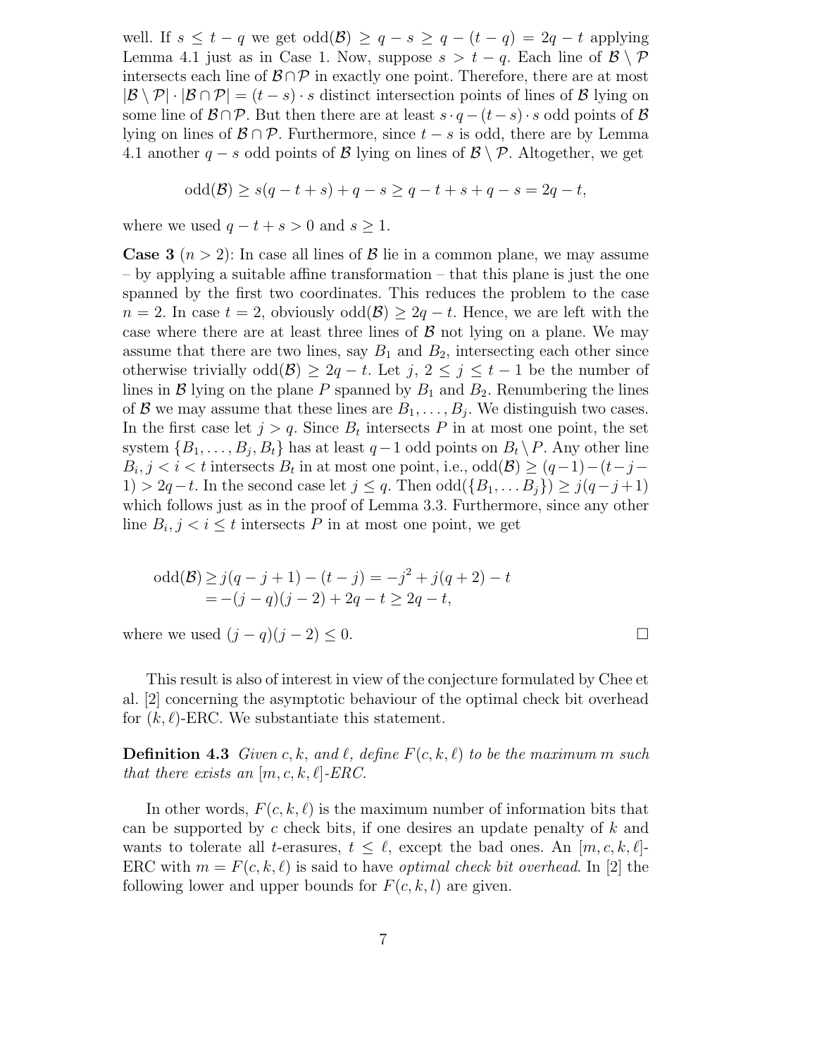well. If $s \leq t - q$ we get $\mathrm{odd}(\mathcal{B}) \geq q - s \geq q - (t - q) = 2q - t$ applying Lemma 4.1 just as in Case 1. Now, suppose $s > t - q$. Each line of $\mathcal{B} \setminus \mathcal{P}$ intersects each line of $\mathcal{B} \cap \mathcal{P}$ in exactly one point. Therefore, there are at most $|\mathcal{B} \setminus \mathcal{P}| \cdot |\mathcal{B} \cap \mathcal{P}| = (t - s) \cdot s$ distinct intersection points of lines of $\mathcal{B}$ lying on some line of $\mathcal{B} \cap \mathcal{P}$. But then there are at least $s \cdot q - (t - s) \cdot s$ odd points of $\mathcal{B}$ lying on lines of $\mathcal{B} \cap \mathcal{P}$. Furthermore, since $t - s$ is odd, there are by Lemma 4.1 another $q - s$ odd points of $\mathcal{B}$ lying on lines of $\mathcal{B} \setminus \mathcal{P}$. Altogether, we get

$$\mathrm{odd}(\mathcal{B}) \geq s(q - t + s) + q - s \geq q - t + s + q - s = 2q - t,$$

where we used $q - t + s > 0$ and $s \geq 1$.

**Case 3** ($n > 2$): In case all lines of $\mathcal{B}$ lie in a common plane, we may assume – by applying a suitable affine transformation – that this plane is just the one spanned by the first two coordinates. This reduces the problem to the case $n = 2$. In case $t = 2$, obviously $\mathrm{odd}(\mathcal{B}) \geq 2q - t$. Hence, we are left with the case where there are at least three lines of $\mathcal{B}$ not lying on a plane. We may assume that there are two lines, say $B_1$ and $B_2$, intersecting each other since otherwise trivially $\mathrm{odd}(\mathcal{B}) \geq 2q - t$. Let $j$, $2 \leq j \leq t - 1$ be the number of lines in $\mathcal{B}$ lying on the plane $P$ spanned by $B_1$ and $B_2$. Renumbering the lines of $\mathcal{B}$ we may assume that these lines are $B_1, \ldots, B_j$. We distinguish two cases. In the first case let $j > q$. Since $B_t$ intersects $P$ in at most one point, the set system $\{B_1, \ldots, B_j, B_t\}$ has at least $q - 1$ odd points on $B_t \setminus P$. Any other line $B_i, j < i < t$ intersects $B_t$ in at most one point, i.e., $\mathrm{odd}(\mathcal{B}) \geq (q-1) - (t - j - 1) > 2q - t$. In the second case let $j \leq q$. Then $\mathrm{odd}(\{B_1, \ldots B_j\}) \geq j(q - j + 1)$ which follows just as in the proof of Lemma 3.3. Furthermore, since any other line $B_i, j < i \leq t$ intersects $P$ in at most one point, we get

$$\begin{aligned}
\mathrm{odd}(\mathcal{B}) &\geq j(q - j + 1) - (t - j) = -j^2 + j(q + 2) - t \\
&= -(j - q)(j - 2) + 2q - t \geq 2q - t,
\end{aligned}$$

where we used $(j - q)(j - 2) \leq 0$. □

This result is also of interest in view of the conjecture formulated by Chee et al. [2] concerning the asymptotic behaviour of the optimal check bit overhead for $(k, \ell)$-ERC. We substantiate this statement.

**Definition 4.3** *Given $c, k$, and $\ell$, define $F(c, k, \ell)$ to be the maximum $m$ such that there exists an $[m, c, k, \ell]$-ERC.*

In other words, $F(c, k, \ell)$ is the maximum number of information bits that can be supported by $c$ check bits, if one desires an update penalty of $k$ and wants to tolerate all $t$-erasures, $t \leq \ell$, except the bad ones. An $[m, c, k, \ell]$-ERC with $m = F(c, k, \ell)$ is said to have *optimal check bit overhead*. In [2] the following lower and upper bounds for $F(c, k, l)$ are given.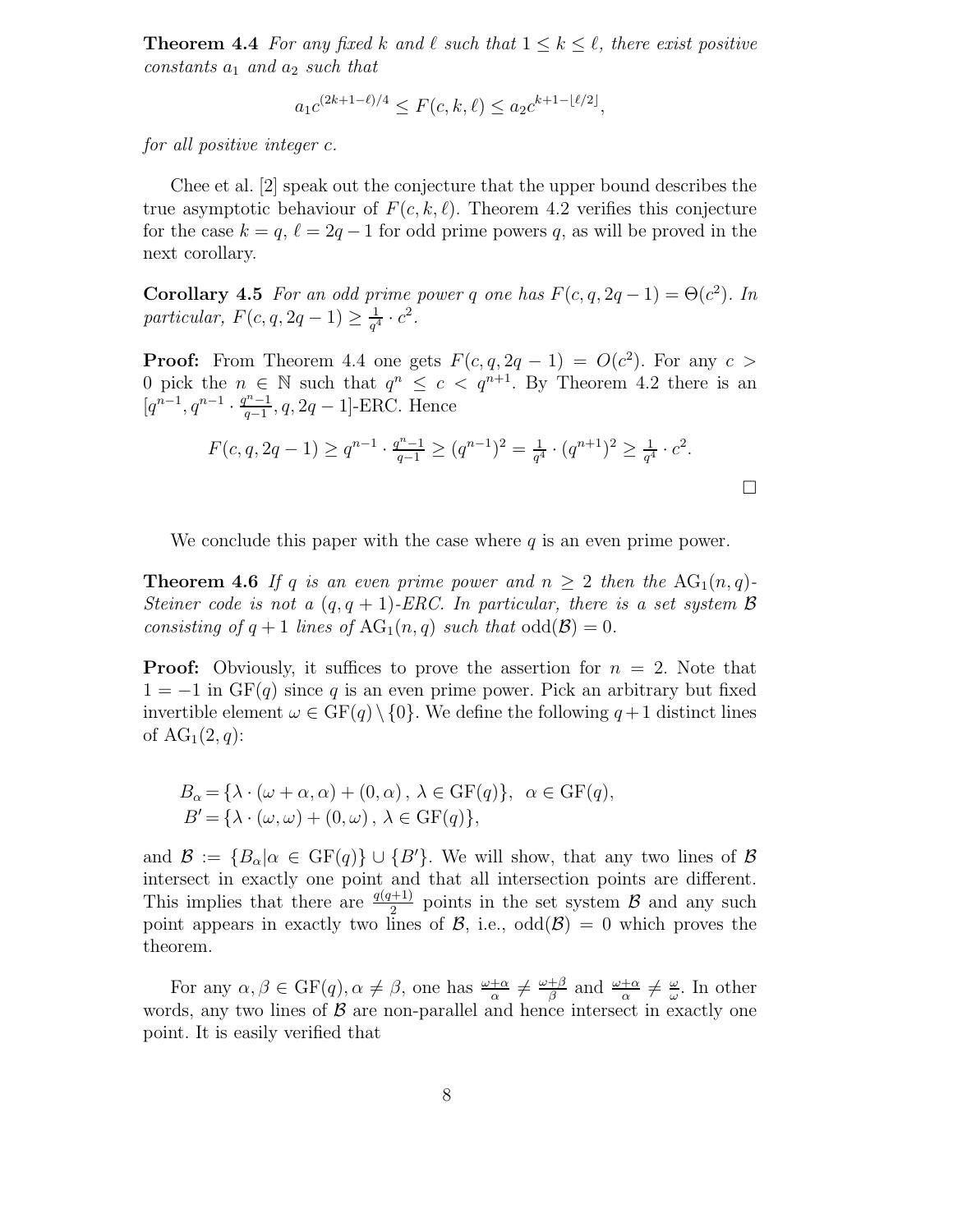**Theorem 4.4** *For any fixed $k$ and $\ell$ such that $1 \leq k \leq \ell$, there exist positive constants $a_1$ and $a_2$ such that*

$$a_1 c^{(2k+1-\ell)/4} \leq F(c,k,\ell) \leq a_2 c^{k+1-\lfloor \ell/2 \rfloor},$$

*for all positive integer $c$.*

Chee et al. [2] speak out the conjecture that the upper bound describes the true asymptotic behaviour of $F(c,k,\ell)$. Theorem 4.2 verifies this conjecture for the case $k = q$, $\ell = 2q-1$ for odd prime powers $q$, as will be proved in the next corollary.

**Corollary 4.5** *For an odd prime power $q$ one has $F(c,q,2q-1) = \Theta(c^2)$. In particular, $F(c,q,2q-1) \geq \frac{1}{q^4} \cdot c^2$.*

**Proof:** From Theorem 4.4 one gets $F(c,q,2q-1) = O(c^2)$. For any $c > 0$ pick the $n \in \mathbb{N}$ such that $q^n \leq c < q^{n+1}$. By Theorem 4.2 there is an $[q^{n-1}, q^{n-1} \cdot \frac{q^n-1}{q-1}, q, 2q-1]$-ERC. Hence

$$F(c,q,2q-1) \geq q^{n-1} \cdot \tfrac{q^n-1}{q-1} \geq (q^{n-1})^2 = \tfrac{1}{q^4} \cdot (q^{n+1})^2 \geq \tfrac{1}{q^4} \cdot c^2.$$

□

We conclude this paper with the case where $q$ is an even prime power.

**Theorem 4.6** *If $q$ is an even prime power and $n \geq 2$ then the $\mathrm{AG}_1(n,q)$-Steiner code is not a $(q,q+1)$-ERC. In particular, there is a set system $\mathcal{B}$ consisting of $q+1$ lines of $\mathrm{AG}_1(n,q)$ such that $\mathrm{odd}(\mathcal{B}) = 0$.*

**Proof:** Obviously, it suffices to prove the assertion for $n = 2$. Note that $1 = -1$ in $\mathrm{GF}(q)$ since $q$ is an even prime power. Pick an arbitrary but fixed invertible element $\omega \in \mathrm{GF}(q) \setminus \{0\}$. We define the following $q+1$ distinct lines of $\mathrm{AG}_1(2,q)$:

$$B_\alpha = \{\lambda \cdot (\omega + \alpha, \alpha) + (0, \alpha)\,,\ \lambda \in \mathrm{GF}(q)\},\ \ \alpha \in \mathrm{GF}(q),$$
$$B' = \{\lambda \cdot (\omega, \omega) + (0, \omega)\,,\ \lambda \in \mathrm{GF}(q)\},$$

and $\mathcal{B} := \{B_\alpha | \alpha \in \mathrm{GF}(q)\} \cup \{B'\}$. We will show, that any two lines of $\mathcal{B}$ intersect in exactly one point and that all intersection points are different. This implies that there are $\frac{q(q+1)}{2}$ points in the set system $\mathcal{B}$ and any such point appears in exactly two lines of $\mathcal{B}$, i.e., $\mathrm{odd}(\mathcal{B}) = 0$ which proves the theorem.

For any $\alpha, \beta \in \mathrm{GF}(q), \alpha \neq \beta$, one has $\frac{\omega+\alpha}{\alpha} \neq \frac{\omega+\beta}{\beta}$ and $\frac{\omega+\alpha}{\alpha} \neq \frac{\omega}{\omega}$. In other words, any two lines of $\mathcal{B}$ are non-parallel and hence intersect in exactly one point. It is easily verified that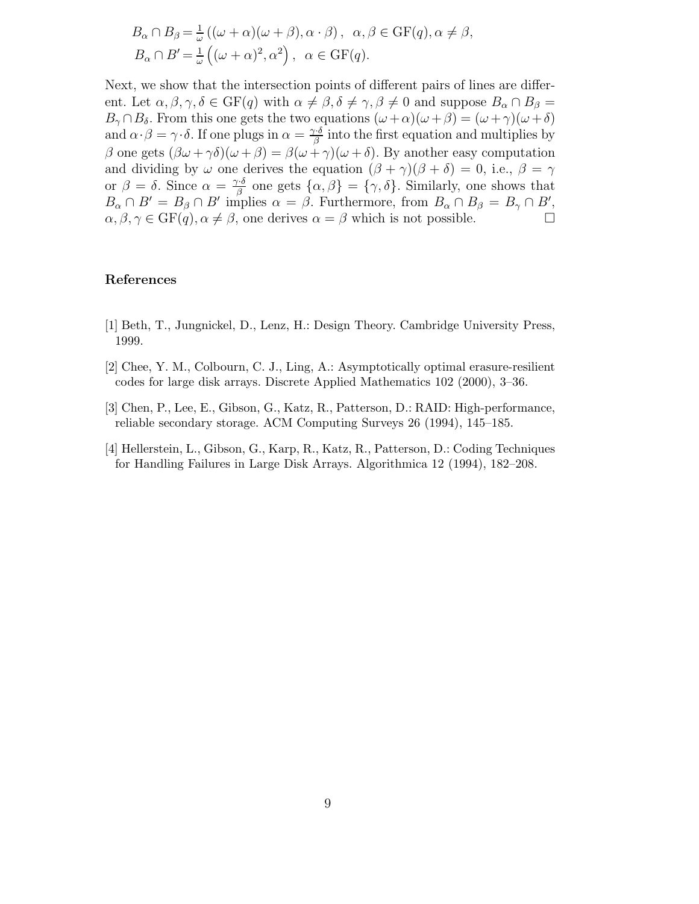$$B_\alpha \cap B_\beta = \tfrac{1}{\omega}\left((\omega+\alpha)(\omega+\beta), \alpha \cdot \beta\right), \ \ \alpha, \beta \in \mathrm{GF}(q), \alpha \neq \beta,$$
$$B_\alpha \cap B' = \tfrac{1}{\omega}\left((\omega+\alpha)^2, \alpha^2\right), \ \ \alpha \in \mathrm{GF}(q).$$

Next, we show that the intersection points of different pairs of lines are different. Let $\alpha, \beta, \gamma, \delta \in \mathrm{GF}(q)$ with $\alpha \neq \beta, \delta \neq \gamma, \beta \neq 0$ and suppose $B_\alpha \cap B_\beta = B_\gamma \cap B_\delta$. From this one gets the two equations $(\omega+\alpha)(\omega+\beta) = (\omega+\gamma)(\omega+\delta)$ and $\alpha \cdot \beta = \gamma \cdot \delta$. If one plugs in $\alpha = \frac{\gamma \cdot \delta}{\beta}$ into the first equation and multiplies by $\beta$ one gets $(\beta\omega + \gamma\delta)(\omega+\beta) = \beta(\omega+\gamma)(\omega+\delta)$. By another easy computation and dividing by $\omega$ one derives the equation $(\beta+\gamma)(\beta+\delta) = 0$, i.e., $\beta = \gamma$ or $\beta = \delta$. Since $\alpha = \frac{\gamma \cdot \delta}{\beta}$ one gets $\{\alpha, \beta\} = \{\gamma, \delta\}$. Similarly, one shows that $B_\alpha \cap B' = B_\beta \cap B'$ implies $\alpha = \beta$. Furthermore, from $B_\alpha \cap B_\beta = B_\gamma \cap B'$, $\alpha, \beta, \gamma \in \mathrm{GF}(q), \alpha \neq \beta$, one derives $\alpha = \beta$ which is not possible. □

## References

[1] Beth, T., Jungnickel, D., Lenz, H.: Design Theory. Cambridge University Press, 1999.

[2] Chee, Y. M., Colbourn, C. J., Ling, A.: Asymptotically optimal erasure-resilient codes for large disk arrays. Discrete Applied Mathematics 102 (2000), 3–36.

[3] Chen, P., Lee, E., Gibson, G., Katz, R., Patterson, D.: RAID: High-performance, reliable secondary storage. ACM Computing Surveys 26 (1994), 145–185.

[4] Hellerstein, L., Gibson, G., Karp, R., Katz, R., Patterson, D.: Coding Techniques for Handling Failures in Large Disk Arrays. Algorithmica 12 (1994), 182–208.